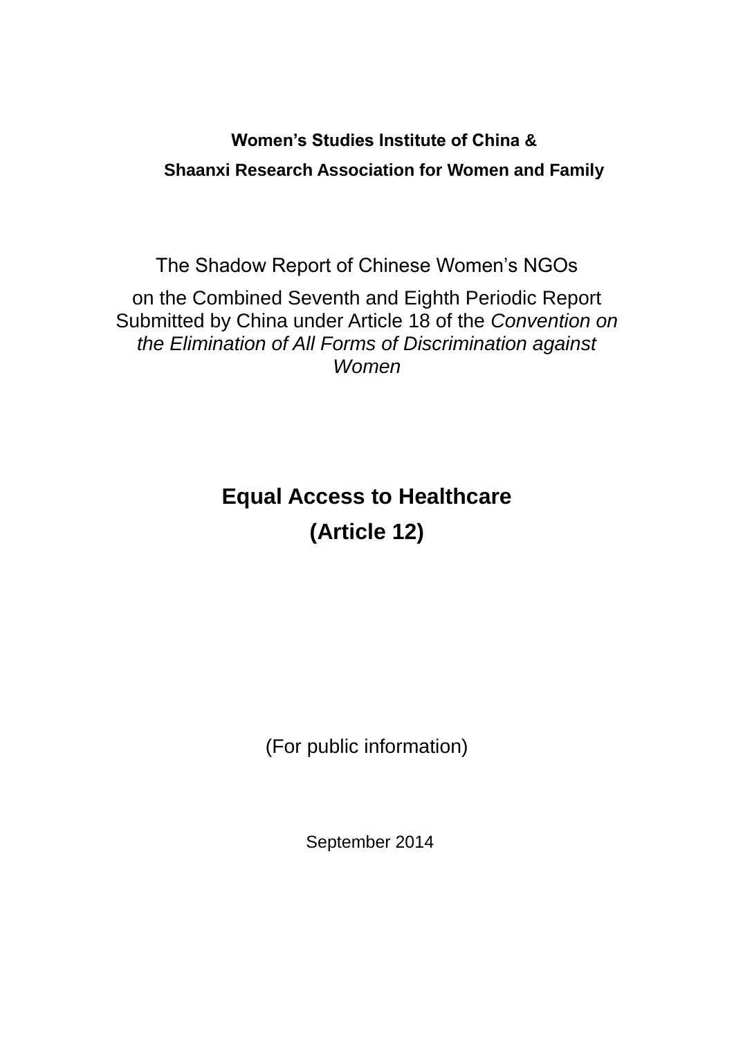**Women's Studies Institute of China &**

**Shaanxi Research Association for Women and Family**

The Shadow Report of Chinese Women's NGOs

on the Combined Seventh and Eighth Periodic Report Submitted by China under Article 18 of the *Convention on the Elimination of All Forms of Discrimination against Women*

# Equal Access to Healthcare

# (Article 12)

(For public information)

September 2014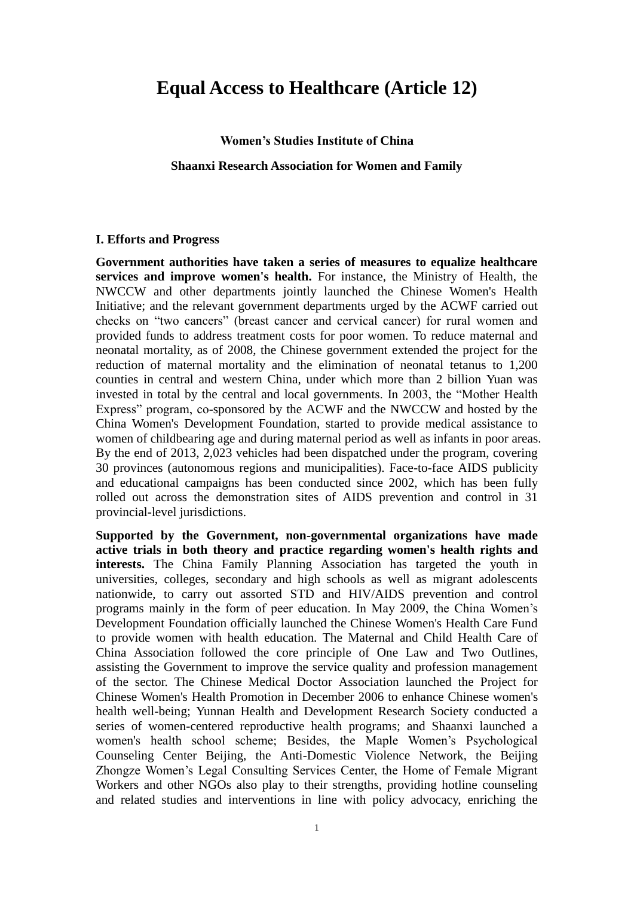# Equal Access to Healthcare (Article 12)

**Women's Studies Institute of China**

**Shaanxi Research Association for Women and Family**

## I. Efforts and Progress

**Government authorities have taken a series of measures to equalize healthcare services and improve women's health.** For instance, the Ministry of Health, the NWCCW and other departments jointly launched the Chinese Women's Health Initiative; and the relevant government departments urged by the ACWF carried out checks on "two cancers" (breast cancer and cervical cancer) for rural women and provided funds to address treatment costs for poor women. To reduce maternal and neonatal mortality, as of 2008, the Chinese government extended the project for the reduction of maternal mortality and the elimination of neonatal tetanus to 1,200 counties in central and western China, under which more than 2 billion Yuan was invested in total by the central and local governments. In 2003, the "Mother Health Express" program, co-sponsored by the ACWF and the NWCCW and hosted by the China Women's Development Foundation, started to provide medical assistance to women of childbearing age and during maternal period as well as infants in poor areas. By the end of 2013, 2,023 vehicles had been dispatched under the program, covering 30 provinces (autonomous regions and municipalities). Face-to-face AIDS publicity and educational campaigns has been conducted since 2002, which has been fully rolled out across the demonstration sites of AIDS prevention and control in 31 provincial-level jurisdictions.

**Supported by the Government, non-governmental organizations have made active trials in both theory and practice regarding women's health rights and interests.** The China Family Planning Association has targeted the youth in universities, colleges, secondary and high schools as well as migrant adolescents nationwide, to carry out assorted STD and HIV/AIDS prevention and control programs mainly in the form of peer education. In May 2009, the China Women's Development Foundation officially launched the Chinese Women's Health Care Fund to provide women with health education. The Maternal and Child Health Care of China Association followed the core principle of One Law and Two Outlines, assisting the Government to improve the service quality and profession management of the sector. The Chinese Medical Doctor Association launched the Project for Chinese Women's Health Promotion in December 2006 to enhance Chinese women's health well-being; Yunnan Health and Development Research Society conducted a series of women-centered reproductive health programs; and Shaanxi launched a women's health school scheme; Besides, the Maple Women's Psychological Counseling Center Beijing, the Anti-Domestic Violence Network, the Beijing Zhongze Women's Legal Consulting Services Center, the Home of Female Migrant Workers and other NGOs also play to their strengths, providing hotline counseling and related studies and interventions in line with policy advocacy, enriching the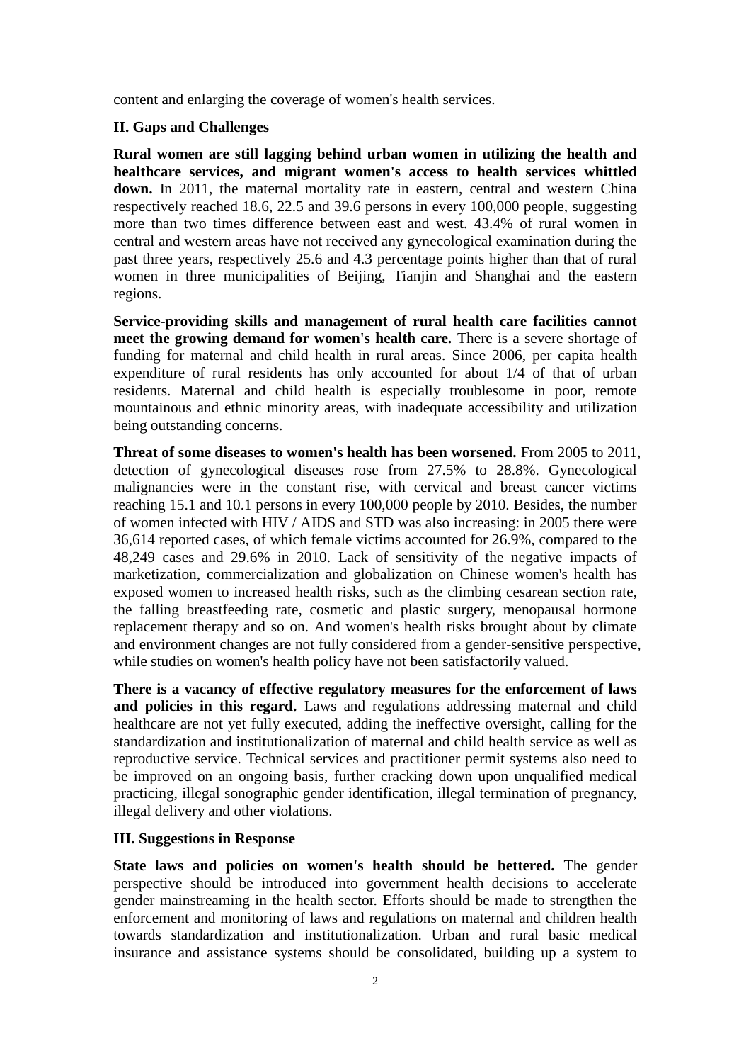content and enlarging the coverage of women's health services.

## II. Gaps and Challenges

**Rural women are still lagging behind urban women in utilizing the health and healthcare services, and migrant women's access to health services whittled down.** In 2011, the maternal mortality rate in eastern, central and western China respectively reached 18.6, 22.5 and 39.6 persons in every 100,000 people, suggesting more than two times difference between east and west. 43.4% of rural women in central and western areas have not received any gynecological examination during the past three years, respectively 25.6 and 4.3 percentage points higher than that of rural women in three municipalities of Beijing, Tianjin and Shanghai and the eastern regions.

**Service-providing skills and management of rural health care facilities cannot meet the growing demand for women's health care.** There is a severe shortage of funding for maternal and child health in rural areas. Since 2006, per capita health expenditure of rural residents has only accounted for about 1/4 of that of urban residents. Maternal and child health is especially troublesome in poor, remote mountainous and ethnic minority areas, with inadequate accessibility and utilization being outstanding concerns.

**Threat of some diseases to women's health has been worsened.** From 2005 to 2011, detection of gynecological diseases rose from 27.5% to 28.8%. Gynecological malignancies were in the constant rise, with cervical and breast cancer victims reaching 15.1 and 10.1 persons in every 100,000 people by 2010. Besides, the number of women infected with HIV / AIDS and STD was also increasing: in 2005 there were 36,614 reported cases, of which female victims accounted for 26.9%, compared to the 48,249 cases and 29.6% in 2010. Lack of sensitivity of the negative impacts of marketization, commercialization and globalization on Chinese women's health has exposed women to increased health risks, such as the climbing cesarean section rate, the falling breastfeeding rate, cosmetic and plastic surgery, menopausal hormone replacement therapy and so on. And women's health risks brought about by climate and environment changes are not fully considered from a gender-sensitive perspective, while studies on women's health policy have not been satisfactorily valued.

**There is a vacancy of effective regulatory measures for the enforcement of laws and policies in this regard.** Laws and regulations addressing maternal and child healthcare are not yet fully executed, adding the ineffective oversight, calling for the standardization and institutionalization of maternal and child health service as well as reproductive service. Technical services and practitioner permit systems also need to be improved on an ongoing basis, further cracking down upon unqualified medical practicing, illegal sonographic gender identification, illegal termination of pregnancy, illegal delivery and other violations.

## III. Suggestions in Response

**State laws and policies on women's health should be bettered.** The gender perspective should be introduced into government health decisions to accelerate gender mainstreaming in the health sector. Efforts should be made to strengthen the enforcement and monitoring of laws and regulations on maternal and children health towards standardization and institutionalization. Urban and rural basic medical insurance and assistance systems should be consolidated, building up a system to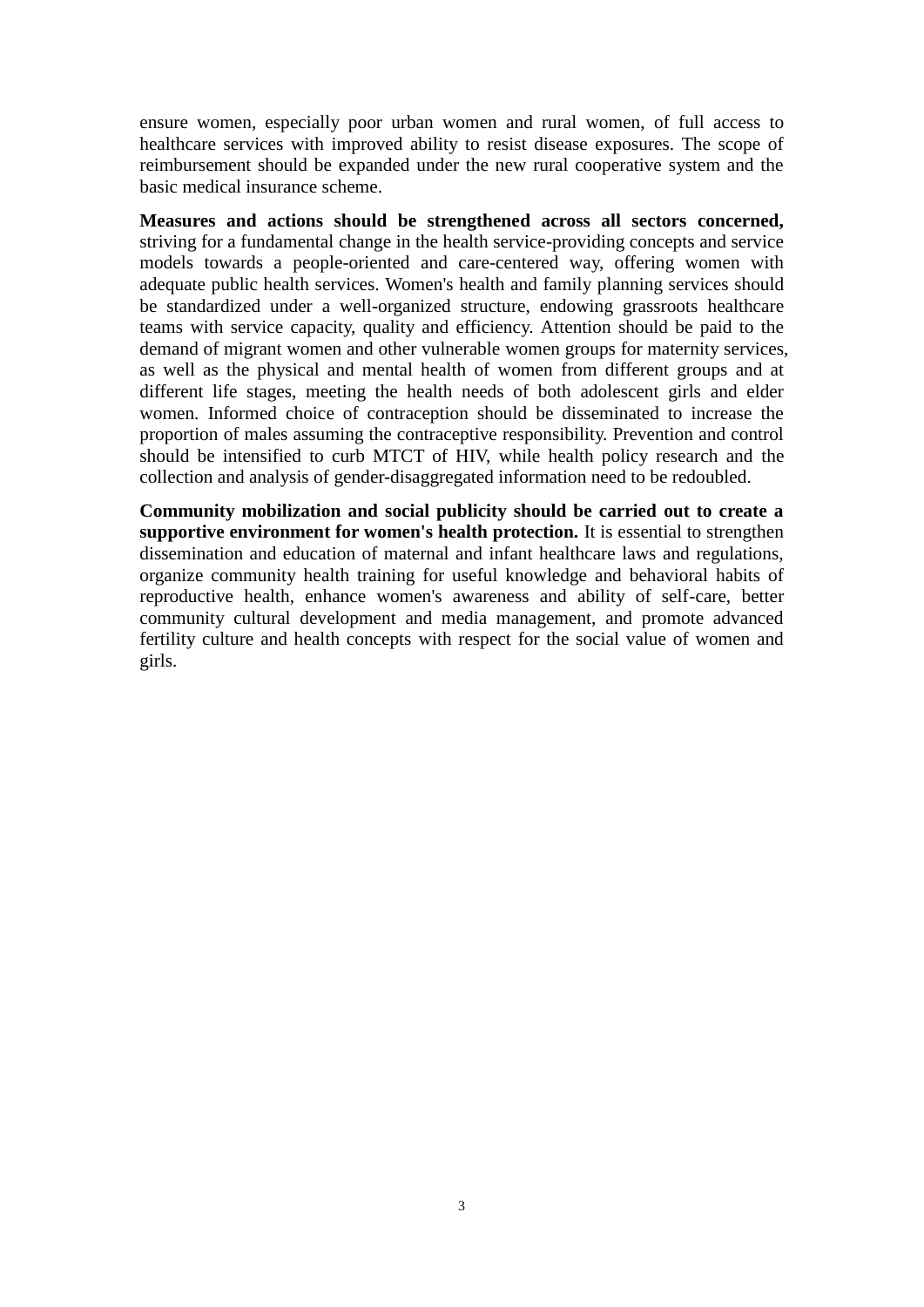ensure women, especially poor urban women and rural women, of full access to healthcare services with improved ability to resist disease exposures. The scope of reimbursement should be expanded under the new rural cooperative system and the basic medical insurance scheme.

**Measures and actions should be strengthened across all sectors concerned,** striving for a fundamental change in the health service-providing concepts and service models towards a people-oriented and care-centered way, offering women with adequate public health services. Women's health and family planning services should be standardized under a well-organized structure, endowing grassroots healthcare teams with service capacity, quality and efficiency. Attention should be paid to the demand of migrant women and other vulnerable women groups for maternity services, as well as the physical and mental health of women from different groups and at different life stages, meeting the health needs of both adolescent girls and elder women. Informed choice of contraception should be disseminated to increase the proportion of males assuming the contraceptive responsibility. Prevention and control should be intensified to curb MTCT of HIV, while health policy research and the collection and analysis of gender-disaggregated information need to be redoubled.

**Community mobilization and social publicity should be carried out to create a supportive environment for women's health protection.** It is essential to strengthen dissemination and education of maternal and infant healthcare laws and regulations, organize community health training for useful knowledge and behavioral habits of reproductive health, enhance women's awareness and ability of self-care, better community cultural development and media management, and promote advanced fertility culture and health concepts with respect for the social value of women and girls.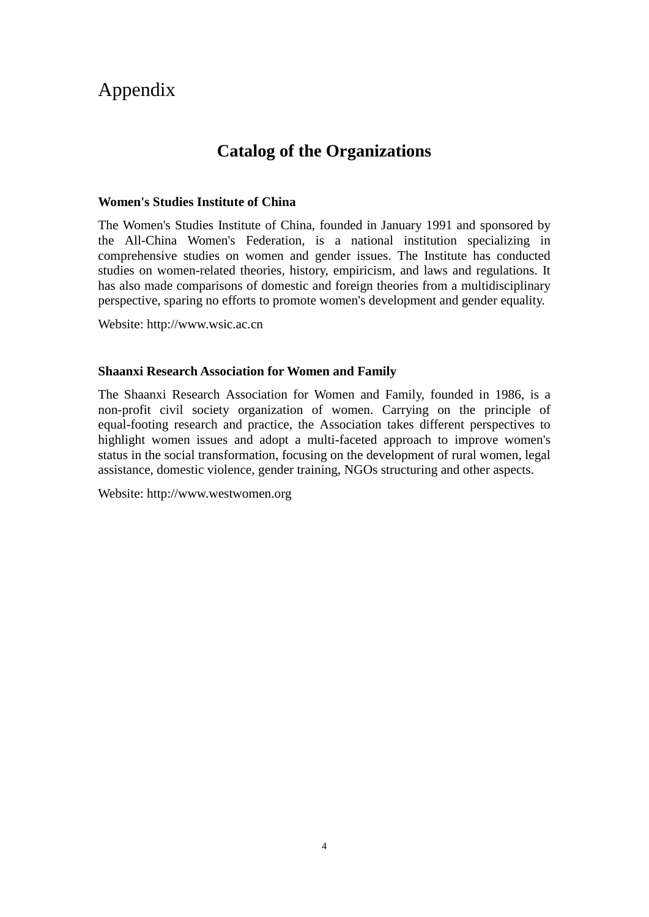# Appendix

## Catalog of the Organizations

### Women's Studies Institute of China

The Women's Studies Institute of China, founded in January 1991 and sponsored by the All-China Women's Federation, is a national institution specializing in comprehensive studies on women and gender issues. The Institute has conducted studies on women-related theories, history, empiricism, and laws and regulations. It has also made comparisons of domestic and foreign theories from a multidisciplinary perspective, sparing no efforts to promote women's development and gender equality.

Website: http://www.wsic.ac.cn

### Shaanxi Research Association for Women and Family

The Shaanxi Research Association for Women and Family, founded in 1986, is a non-profit civil society organization of women. Carrying on the principle of equal-footing research and practice, the Association takes different perspectives to highlight women issues and adopt a multi-faceted approach to improve women's status in the social transformation, focusing on the development of rural women, legal assistance, domestic violence, gender training, NGOs structuring and other aspects.

Website: http://www.westwomen.org